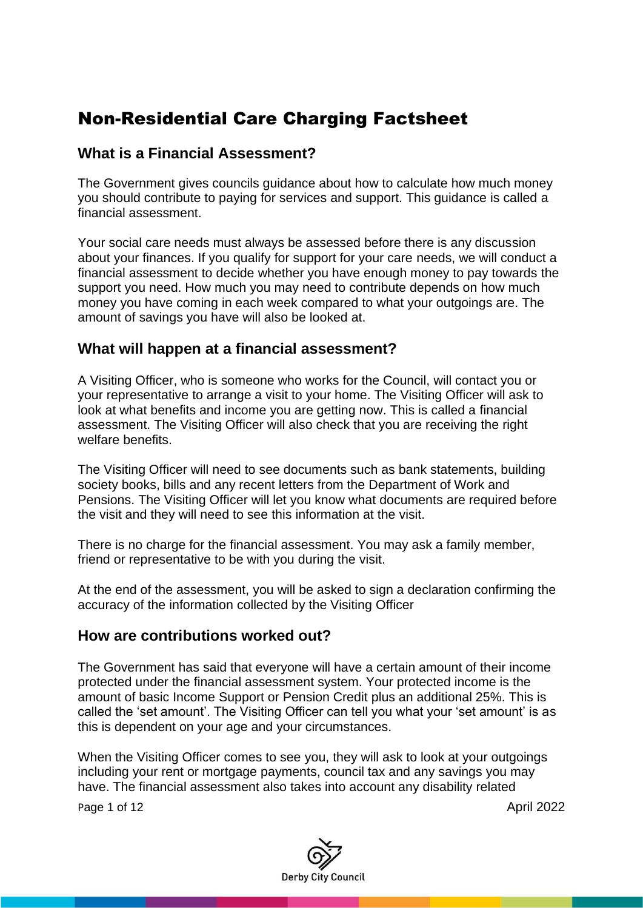# Non-Residential Care Charging Factsheet

## What is a Financial Assessment?

The Government gives councils guidance about how to calculate how much money you should contribute to paying for services and support. This guidance is called a financial assessment.

Your social care needs must always be assessed before there is any discussion about your finances. If you qualify for support for your care needs, we will conduct a financial assessment to decide whether you have enough money to pay towards the support you need. How much you may need to contribute depends on how much money you have coming in each week compared to what your outgoings are. The amount of savings you have will also be looked at.

## What will happen at a financial assessment?

A Visiting Officer, who is someone who works for the Council, will contact you or your representative to arrange a visit to your home. The Visiting Officer will ask to look at what benefits and income you are getting now. This is called a financial assessment. The Visiting Officer will also check that you are receiving the right welfare benefits.

The Visiting Officer will need to see documents such as bank statements, building society books, bills and any recent letters from the Department of Work and Pensions. The Visiting Officer will let you know what documents are required before the visit and they will need to see this information at the visit.

There is no charge for the financial assessment. You may ask a family member, friend or representative to be with you during the visit.

At the end of the assessment, you will be asked to sign a declaration confirming the accuracy of the information collected by the Visiting Officer

## How are contributions worked out?

The Government has said that everyone will have a certain amount of their income protected under the financial assessment system. Your protected income is the amount of basic Income Support or Pension Credit plus an additional 25%. This is called the 'set amount'. The Visiting Officer can tell you what your 'set amount' is as this is dependent on your age and your circumstances.

When the Visiting Officer comes to see you, they will ask to look at your outgoings including your rent or mortgage payments, council tax and any savings you may have. The financial assessment also takes into account any disability related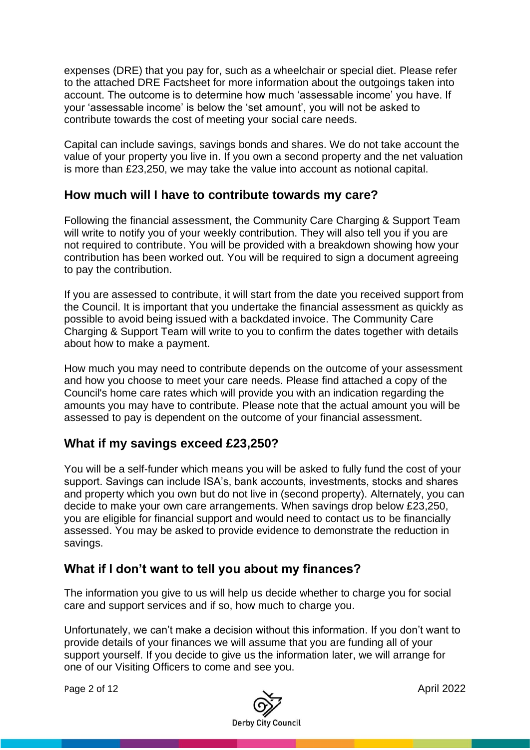expenses (DRE) that you pay for, such as a wheelchair or special diet. Please refer to the attached DRE Factsheet for more information about the outgoings taken into account. The outcome is to determine how much 'assessable income' you have. If your 'assessable income' is below the 'set amount', you will not be asked to contribute towards the cost of meeting your social care needs.

Capital can include savings, savings bonds and shares. We do not take account the value of your property you live in. If you own a second property and the net valuation is more than £23,250, we may take the value into account as notional capital.

## How much will I have to contribute towards my care?

Following the financial assessment, the Community Care Charging & Support Team will write to notify you of your weekly contribution. They will also tell you if you are not required to contribute. You will be provided with a breakdown showing how your contribution has been worked out. You will be required to sign a document agreeing to pay the contribution.

If you are assessed to contribute, it will start from the date you received support from the Council. It is important that you undertake the financial assessment as quickly as possible to avoid being issued with a backdated invoice. The Community Care Charging & Support Team will write to you to confirm the dates together with details about how to make a payment.

How much you may need to contribute depends on the outcome of your assessment and how you choose to meet your care needs. Please find attached a copy of the Council's home care rates which will provide you with an indication regarding the amounts you may have to contribute. Please note that the actual amount you will be assessed to pay is dependent on the outcome of your financial assessment.

## What if my savings exceed £23,250?

You will be a self-funder which means you will be asked to fully fund the cost of your support. Savings can include ISA's, bank accounts, investments, stocks and shares and property which you own but do not live in (second property). Alternately, you can decide to make your own care arrangements. When savings drop below £23,250, you are eligible for financial support and would need to contact us to be financially assessed. You may be asked to provide evidence to demonstrate the reduction in savings.

## What if I don't want to tell you about my finances?

The information you give to us will help us decide whether to charge you for social care and support services and if so, how much to charge you.

Unfortunately, we can't make a decision without this information. If you don't want to provide details of your finances we will assume that you are funding all of your support yourself. If you decide to give us the information later, we will arrange for one of our Visiting Officers to come and see you.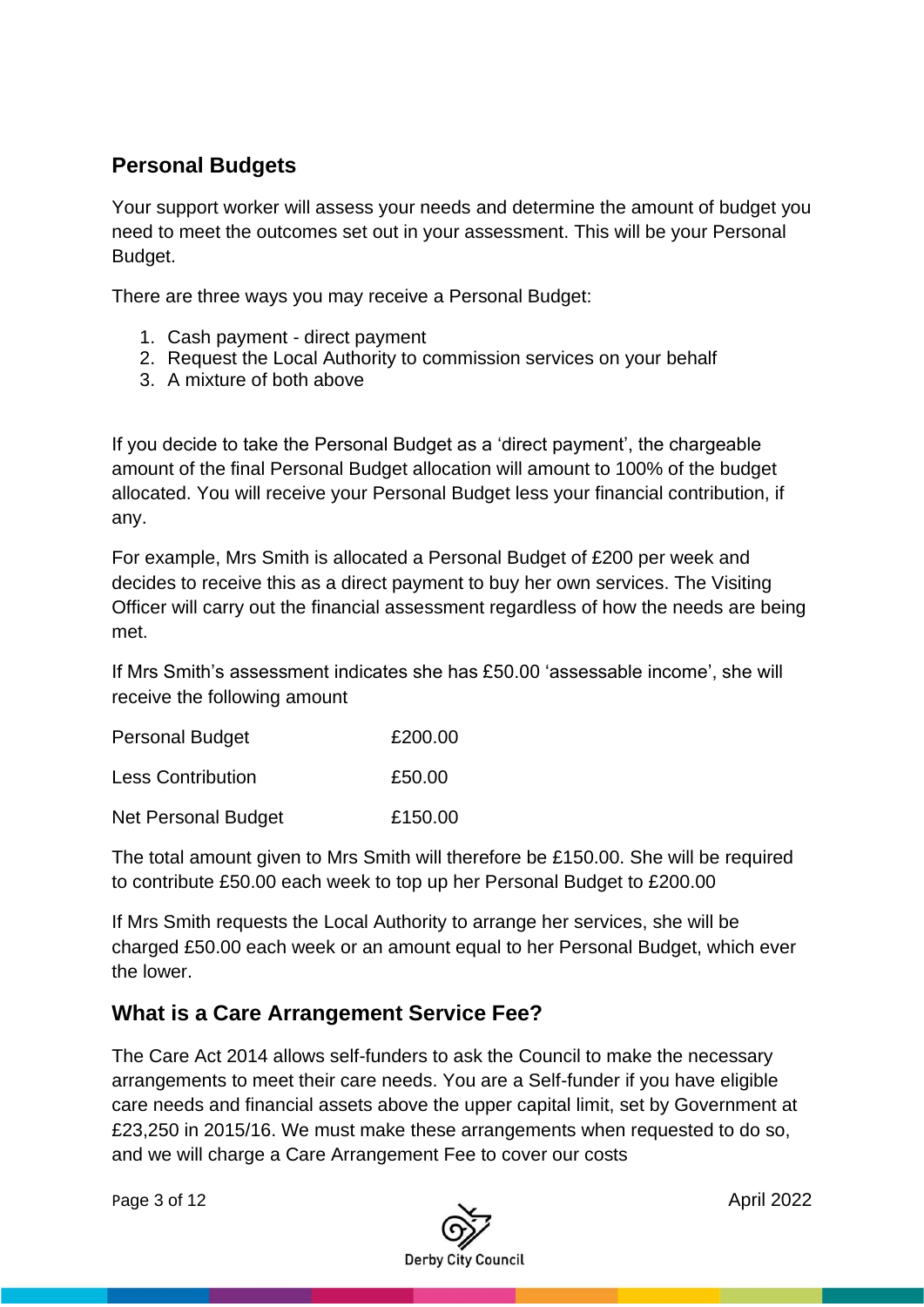## Personal Budgets

Your support worker will assess your needs and determine the amount of budget you need to meet the outcomes set out in your assessment. This will be your Personal Budget.

There are three ways you may receive a Personal Budget:

1. Cash payment - direct payment
2. Request the Local Authority to commission services on your behalf
3. A mixture of both above

If you decide to take the Personal Budget as a 'direct payment', the chargeable amount of the final Personal Budget allocation will amount to 100% of the budget allocated. You will receive your Personal Budget less your financial contribution, if any.

For example, Mrs Smith is allocated a Personal Budget of £200 per week and decides to receive this as a direct payment to buy her own services. The Visiting Officer will carry out the financial assessment regardless of how the needs are being met.

If Mrs Smith's assessment indicates she has £50.00 'assessable income', she will receive the following amount

| | |
|---|---|
| Personal Budget | £200.00 |
| Less Contribution | £50.00 |
| Net Personal Budget | £150.00 |

The total amount given to Mrs Smith will therefore be £150.00. She will be required to contribute £50.00 each week to top up her Personal Budget to £200.00

If Mrs Smith requests the Local Authority to arrange her services, she will be charged £50.00 each week or an amount equal to her Personal Budget, which ever the lower.

## What is a Care Arrangement Service Fee?

The Care Act 2014 allows self-funders to ask the Council to make the necessary arrangements to meet their care needs. You are a Self-funder if you have eligible care needs and financial assets above the upper capital limit, set by Government at £23,250 in 2015/16. We must make these arrangements when requested to do so, and we will charge a Care Arrangement Fee to cover our costs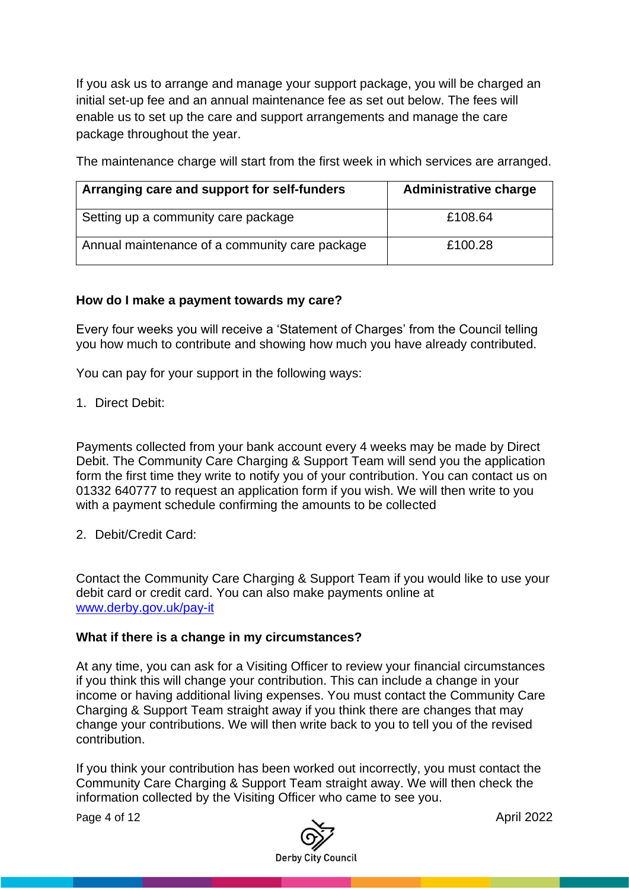If you ask us to arrange and manage your support package, you will be charged an initial set-up fee and an annual maintenance fee as set out below. The fees will enable us to set up the care and support arrangements and manage the care package throughout the year.

The maintenance charge will start from the first week in which services are arranged.

| Arranging care and support for self-funders | Administrative charge |
|---|---|
| Setting up a community care package | £108.64 |
| Annual maintenance of a community care package | £100.28 |

**How do I make a payment towards my care?**

Every four weeks you will receive a 'Statement of Charges' from the Council telling you how much to contribute and showing how much you have already contributed.

You can pay for your support in the following ways:

1. Direct Debit:

Payments collected from your bank account every 4 weeks may be made by Direct Debit. The Community Care Charging & Support Team will send you the application form the first time they write to notify you of your contribution. You can contact us on 01332 640777 to request an application form if you wish. We will then write to you with a payment schedule confirming the amounts to be collected

2. Debit/Credit Card:

Contact the Community Care Charging & Support Team if you would like to use your debit card or credit card. You can also make payments online at [www.derby.gov.uk/pay-it](www.derby.gov.uk/pay-it)

**What if there is a change in my circumstances?**

At any time, you can ask for a Visiting Officer to review your financial circumstances if you think this will change your contribution. This can include a change in your income or having additional living expenses. You must contact the Community Care Charging & Support Team straight away if you think there are changes that may change your contributions. We will then write back to you to tell you of the revised contribution.

If you think your contribution has been worked out incorrectly, you must contact the Community Care Charging & Support Team straight away. We will then check the information collected by the Visiting Officer who came to see you.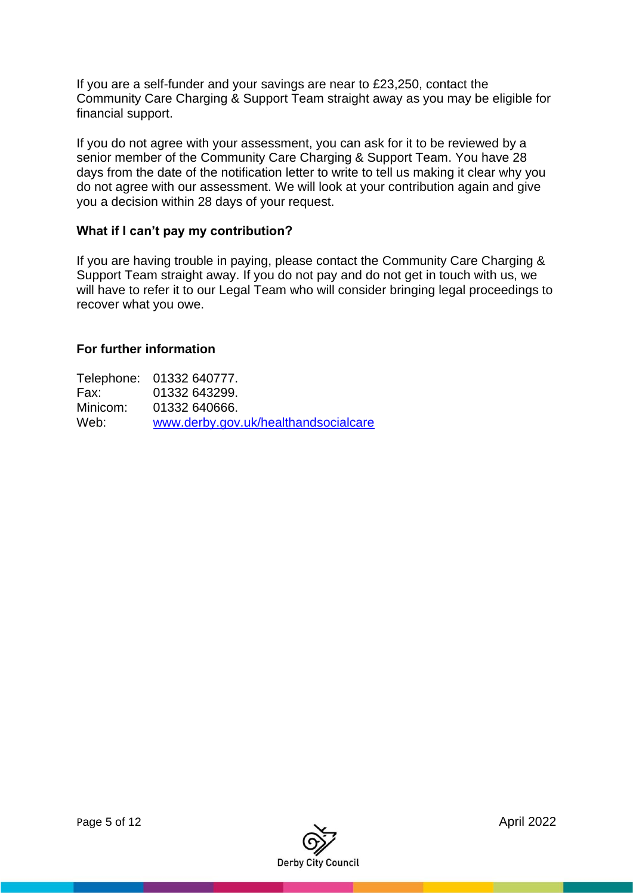If you are a self-funder and your savings are near to £23,250, contact the Community Care Charging & Support Team straight away as you may be eligible for financial support.

If you do not agree with your assessment, you can ask for it to be reviewed by a senior member of the Community Care Charging & Support Team. You have 28 days from the date of the notification letter to write to tell us making it clear why you do not agree with our assessment. We will look at your contribution again and give you a decision within 28 days of your request.

### What if I can't pay my contribution?

If you are having trouble in paying, please contact the Community Care Charging & Support Team straight away. If you do not pay and do not get in touch with us, we will have to refer it to our Legal Team who will consider bringing legal proceedings to recover what you owe.

### For further information

Telephone: 01332 640777.
Fax: 01332 643299.
Minicom: 01332 640666.
Web: [www.derby.gov.uk/healthandsocialcare](http://www.derby.gov.uk/healthandsocialcare)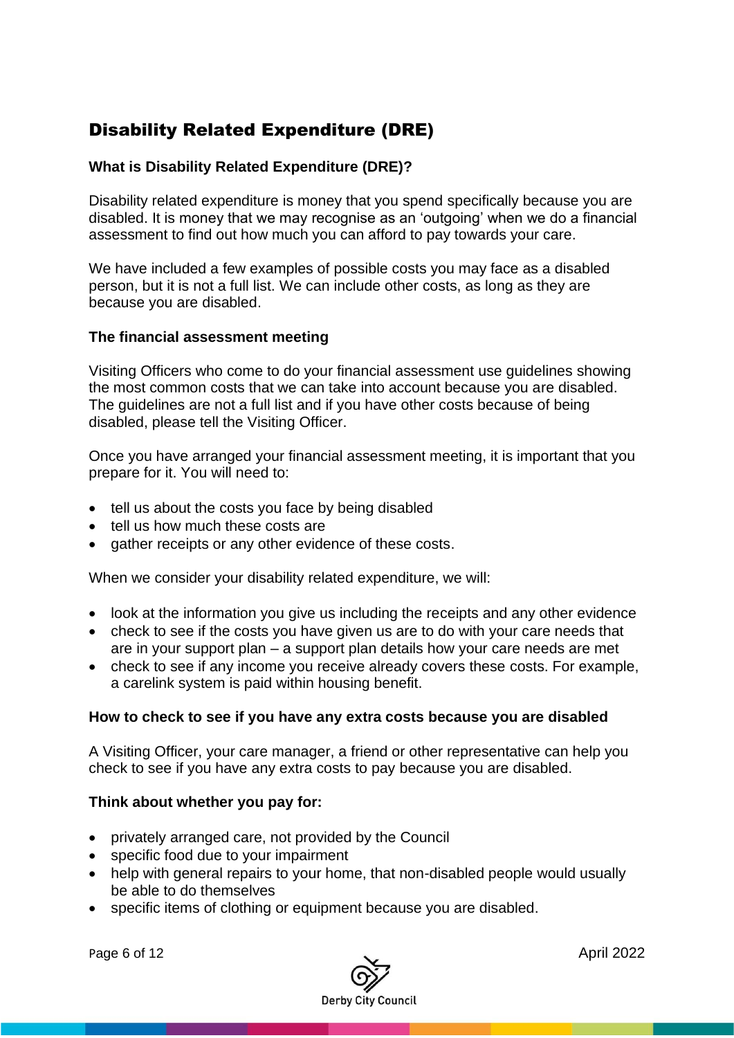## Disability Related Expenditure (DRE)

**What is Disability Related Expenditure (DRE)?**

Disability related expenditure is money that you spend specifically because you are disabled. It is money that we may recognise as an 'outgoing' when we do a financial assessment to find out how much you can afford to pay towards your care.

We have included a few examples of possible costs you may face as a disabled person, but it is not a full list. We can include other costs, as long as they are because you are disabled.

**The financial assessment meeting**

Visiting Officers who come to do your financial assessment use guidelines showing the most common costs that we can take into account because you are disabled. The guidelines are not a full list and if you have other costs because of being disabled, please tell the Visiting Officer.

Once you have arranged your financial assessment meeting, it is important that you prepare for it. You will need to:

- tell us about the costs you face by being disabled
- tell us how much these costs are
- gather receipts or any other evidence of these costs.

When we consider your disability related expenditure, we will:

- look at the information you give us including the receipts and any other evidence
- check to see if the costs you have given us are to do with your care needs that are in your support plan – a support plan details how your care needs are met
- check to see if any income you receive already covers these costs. For example, a carelink system is paid within housing benefit.

**How to check to see if you have any extra costs because you are disabled**

A Visiting Officer, your care manager, a friend or other representative can help you check to see if you have any extra costs to pay because you are disabled.

**Think about whether you pay for:**

- privately arranged care, not provided by the Council
- specific food due to your impairment
- help with general repairs to your home, that non-disabled people would usually be able to do themselves
- specific items of clothing or equipment because you are disabled.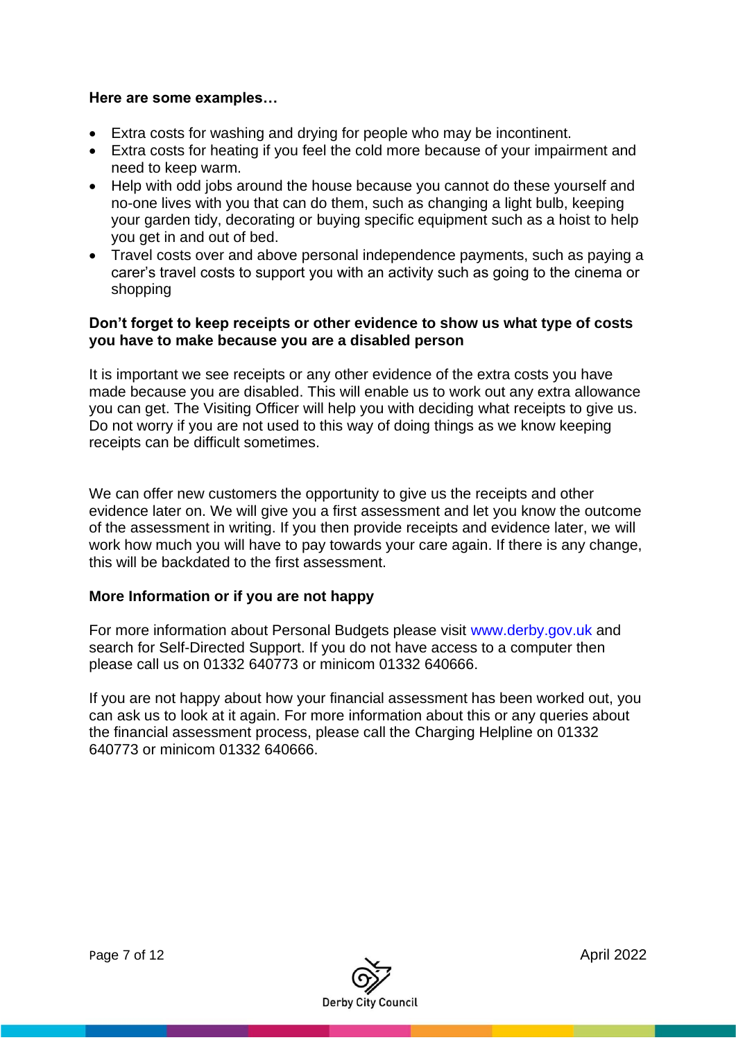**Here are some examples…**

- Extra costs for washing and drying for people who may be incontinent.
- Extra costs for heating if you feel the cold more because of your impairment and need to keep warm.
- Help with odd jobs around the house because you cannot do these yourself and no-one lives with you that can do them, such as changing a light bulb, keeping your garden tidy, decorating or buying specific equipment such as a hoist to help you get in and out of bed.
- Travel costs over and above personal independence payments, such as paying a carer's travel costs to support you with an activity such as going to the cinema or shopping

**Don't forget to keep receipts or other evidence to show us what type of costs you have to make because you are a disabled person**

It is important we see receipts or any other evidence of the extra costs you have made because you are disabled. This will enable us to work out any extra allowance you can get. The Visiting Officer will help you with deciding what receipts to give us. Do not worry if you are not used to this way of doing things as we know keeping receipts can be difficult sometimes.

We can offer new customers the opportunity to give us the receipts and other evidence later on. We will give you a first assessment and let you know the outcome of the assessment in writing. If you then provide receipts and evidence later, we will work how much you will have to pay towards your care again. If there is any change, this will be backdated to the first assessment.

**More Information or if you are not happy**

For more information about Personal Budgets please visit www.derby.gov.uk and search for Self-Directed Support. If you do not have access to a computer then please call us on 01332 640773 or minicom 01332 640666.

If you are not happy about how your financial assessment has been worked out, you can ask us to look at it again. For more information about this or any queries about the financial assessment process, please call the Charging Helpline on 01332 640773 or minicom 01332 640666.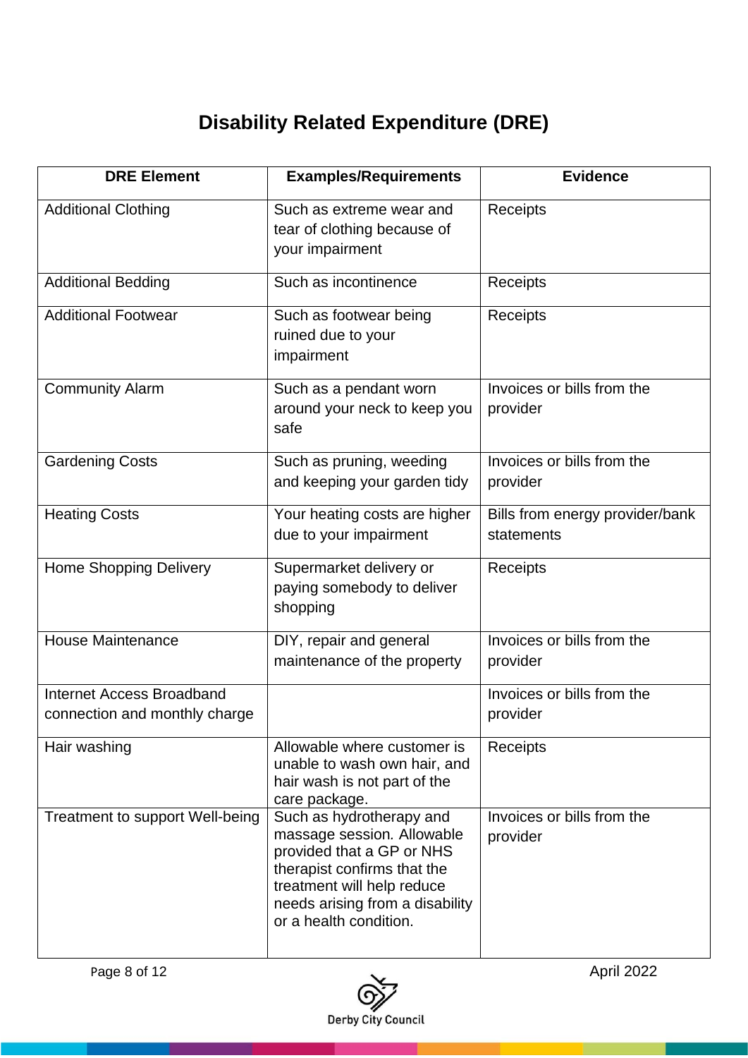# Disability Related Expenditure (DRE)

| DRE Element | Examples/Requirements | Evidence |
| --- | --- | --- |
| Additional Clothing | Such as extreme wear and tear of clothing because of your impairment | Receipts |
| Additional Bedding | Such as incontinence | Receipts |
| Additional Footwear | Such as footwear being ruined due to your impairment | Receipts |
| Community Alarm | Such as a pendant worn around your neck to keep you safe | Invoices or bills from the provider |
| Gardening Costs | Such as pruning, weeding and keeping your garden tidy | Invoices or bills from the provider |
| Heating Costs | Your heating costs are higher due to your impairment | Bills from energy provider/bank statements |
| Home Shopping Delivery | Supermarket delivery or paying somebody to deliver shopping | Receipts |
| House Maintenance | DIY, repair and general maintenance of the property | Invoices or bills from the provider |
| Internet Access Broadband connection and monthly charge | | Invoices or bills from the provider |
| Hair washing | Allowable where customer is unable to wash own hair, and hair wash is not part of the care package. | Receipts |
| Treatment to support Well-being | Such as hydrotherapy and massage session. Allowable provided that a GP or NHS therapist confirms that the treatment will help reduce needs arising from a disability or a health condition. | Invoices or bills from the provider |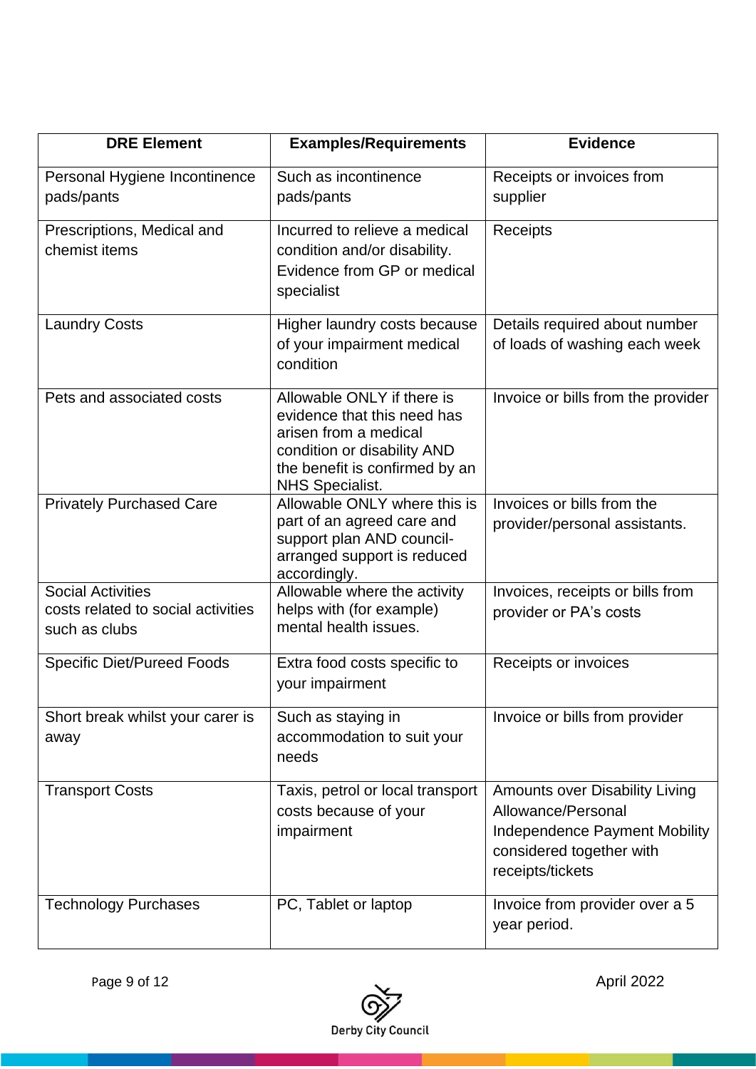| DRE Element | Examples/Requirements | Evidence |
|---|---|---|
| Personal Hygiene Incontinence pads/pants | Such as incontinence pads/pants | Receipts or invoices from supplier |
| Prescriptions, Medical and chemist items | Incurred to relieve a medical condition and/or disability. Evidence from GP or medical specialist | Receipts |
| Laundry Costs | Higher laundry costs because of your impairment medical condition | Details required about number of loads of washing each week |
| Pets and associated costs | Allowable ONLY if there is evidence that this need has arisen from a medical condition or disability AND the benefit is confirmed by an NHS Specialist. | Invoice or bills from the provider |
| Privately Purchased Care | Allowable ONLY where this is part of an agreed care and support plan AND council-arranged support is reduced accordingly. | Invoices or bills from the provider/personal assistants. |
| Social Activities costs related to social activities such as clubs | Allowable where the activity helps with (for example) mental health issues. | Invoices, receipts or bills from provider or PA's costs |
| Specific Diet/Pureed Foods | Extra food costs specific to your impairment | Receipts or invoices |
| Short break whilst your carer is away | Such as staying in accommodation to suit your needs | Invoice or bills from provider |
| Transport Costs | Taxis, petrol or local transport costs because of your impairment | Amounts over Disability Living Allowance/Personal Independence Payment Mobility considered together with receipts/tickets |
| Technology Purchases | PC, Tablet or laptop | Invoice from provider over a 5 year period. |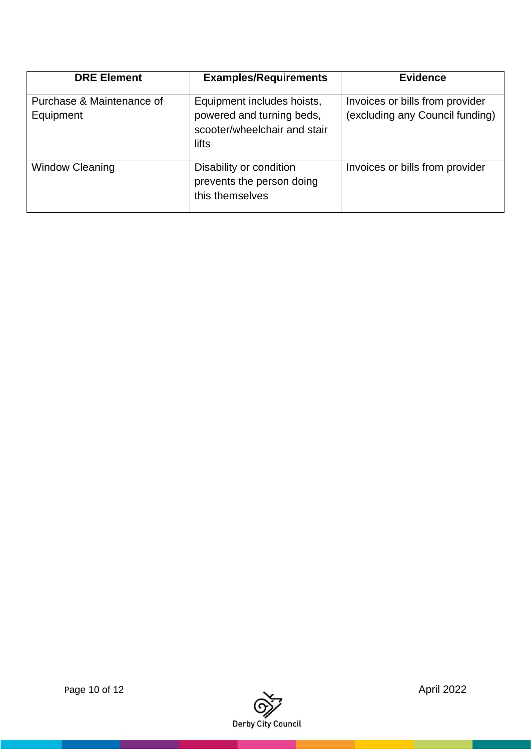| DRE Element | Examples/Requirements | Evidence |
|---|---|---|
| Purchase & Maintenance of Equipment | Equipment includes hoists, powered and turning beds, scooter/wheelchair and stair lifts | Invoices or bills from provider (excluding any Council funding) |
| Window Cleaning | Disability or condition prevents the person doing this themselves | Invoices or bills from provider |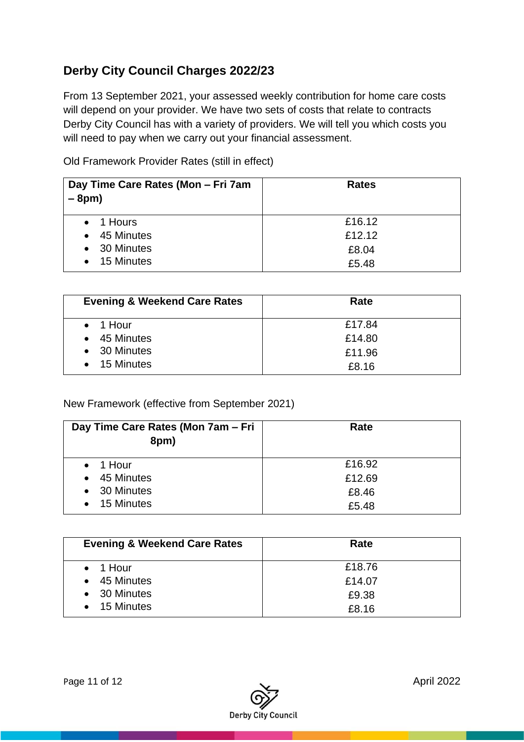## Derby City Council Charges 2022/23

From 13 September 2021, your assessed weekly contribution for home care costs will depend on your provider. We have two sets of costs that relate to contracts Derby City Council has with a variety of providers. We will tell you which costs you will need to pay when we carry out your financial assessment.

Old Framework Provider Rates (still in effect)

| Day Time Care Rates (Mon – Fri 7am – 8pm) | Rates |
|---|---|
| 1 Hours | £16.12 |
| 45 Minutes | £12.12 |
| 30 Minutes | £8.04 |
| 15 Minutes | £5.48 |

| Evening & Weekend Care Rates | Rate |
|---|---|
| 1 Hour | £17.84 |
| 45 Minutes | £14.80 |
| 30 Minutes | £11.96 |
| 15 Minutes | £8.16 |

New Framework (effective from September 2021)

| Day Time Care Rates (Mon 7am – Fri 8pm) | Rate |
|---|---|
| 1 Hour | £16.92 |
| 45 Minutes | £12.69 |
| 30 Minutes | £8.46 |
| 15 Minutes | £5.48 |

| Evening & Weekend Care Rates | Rate |
|---|---|
| 1 Hour | £18.76 |
| 45 Minutes | £14.07 |
| 30 Minutes | £9.38 |
| 15 Minutes | £8.16 |

April 2022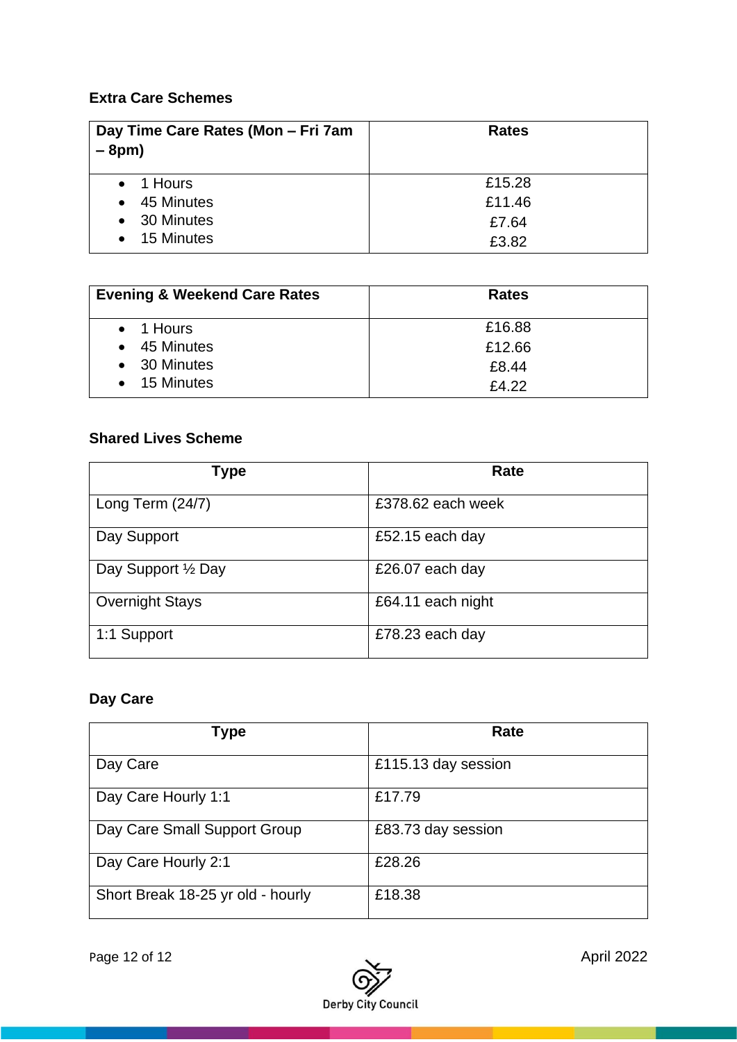**Extra Care Schemes**

| Day Time Care Rates (Mon – Fri 7am – 8pm) | Rates |
|---|---|
| • 1 Hours<br>• 45 Minutes<br>• 30 Minutes<br>• 15 Minutes | £15.28<br>£11.46<br>£7.64<br>£3.82 |

| Evening & Weekend Care Rates | Rates |
|---|---|
| • 1 Hours<br>• 45 Minutes<br>• 30 Minutes<br>• 15 Minutes | £16.88<br>£12.66<br>£8.44<br>£4.22 |

**Shared Lives Scheme**

| Type | Rate |
|---|---|
| Long Term (24/7) | £378.62 each week |
| Day Support | £52.15 each day |
| Day Support ½ Day | £26.07 each day |
| Overnight Stays | £64.11 each night |
| 1:1 Support | £78.23 each day |

**Day Care**

| Type | Rate |
|---|---|
| Day Care | £115.13 day session |
| Day Care Hourly 1:1 | £17.79 |
| Day Care Small Support Group | £83.73 day session |
| Day Care Hourly 2:1 | £28.26 |
| Short Break 18-25 yr old - hourly | £18.38 |

April 2022